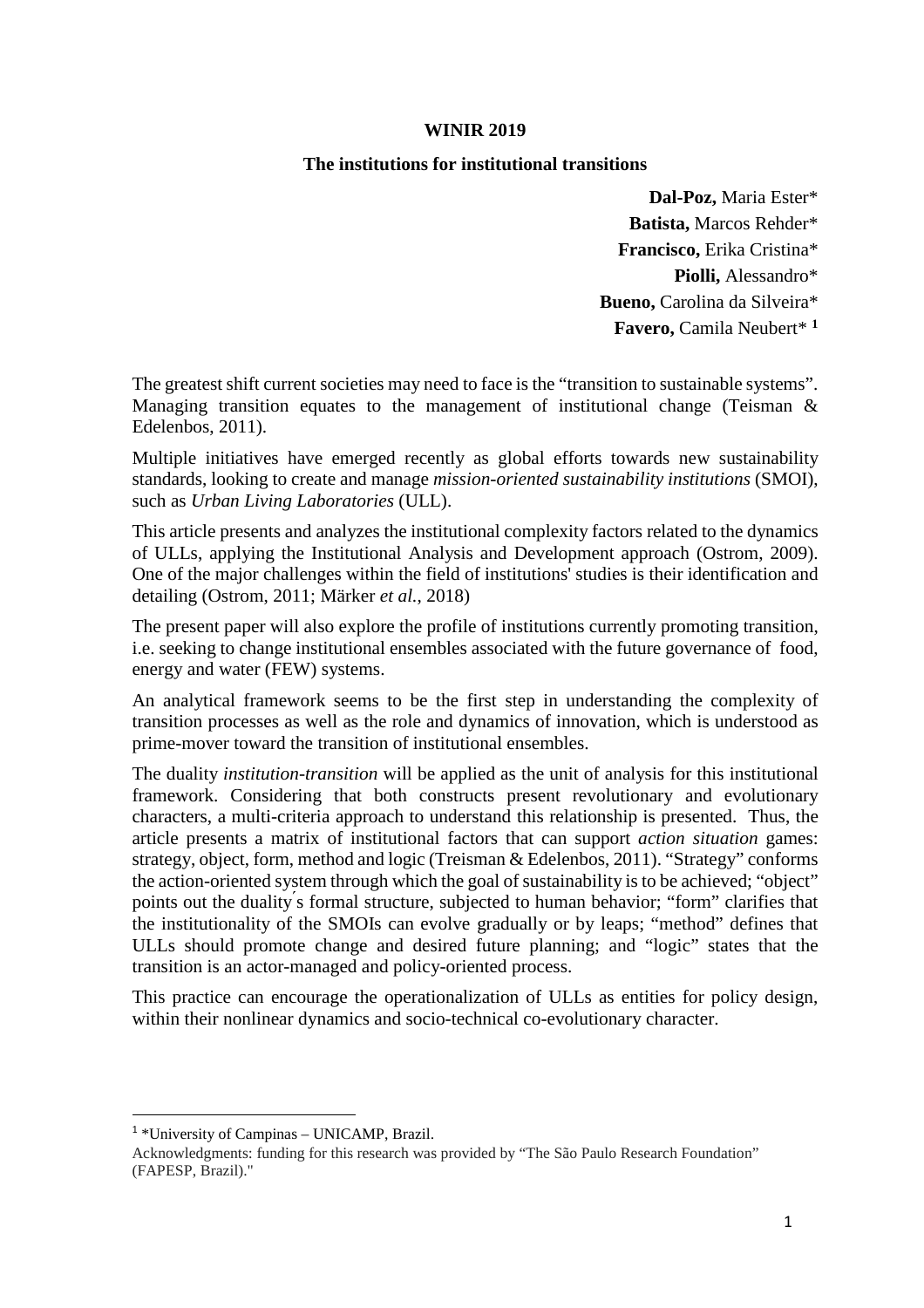**WINIR 2019**

**The institutions for institutional transitions**

**Dal-Poz,** Maria Ester*
**Batista,** Marcos Rehder*
**Francisco,** Erika Cristina*
**Piolli,** Alessandro*
**Bueno,** Carolina da Silveira*
**Favero,** Camila Neubert* [1]

The greatest shift current societies may need to face is the "transition to sustainable systems". Managing transition equates to the management of institutional change (Teisman & Edelenbos, 2011).

Multiple initiatives have emerged recently as global efforts towards new sustainability standards, looking to create and manage *mission-oriented sustainability institutions* (SMOI), such as *Urban Living Laboratories* (ULL).

This article presents and analyzes the institutional complexity factors related to the dynamics of ULLs, applying the Institutional Analysis and Development approach (Ostrom, 2009). One of the major challenges within the field of institutions' studies is their identification and detailing (Ostrom, 2011; Märker *et al.*, 2018)

The present paper will also explore the profile of institutions currently promoting transition, i.e. seeking to change institutional ensembles associated with the future governance of food, energy and water (FEW) systems.

An analytical framework seems to be the first step in understanding the complexity of transition processes as well as the role and dynamics of innovation, which is understood as prime-mover toward the transition of institutional ensembles.

The duality *institution-transition* will be applied as the unit of analysis for this institutional framework. Considering that both constructs present revolutionary and evolutionary characters, a multi-criteria approach to understand this relationship is presented. Thus, the article presents a matrix of institutional factors that can support *action situation* games: strategy, object, form, method and logic (Treisman & Edelenbos, 2011). "Strategy" conforms the action-oriented system through which the goal of sustainability is to be achieved; "object" points out the duality´s formal structure, subjected to human behavior; "form" clarifies that the institutionality of the SMOIs can evolve gradually or by leaps; "method" defines that ULLs should promote change and desired future planning; and "logic" states that the transition is an actor-managed and policy-oriented process.

This practice can encourage the operationalization of ULLs as entities for policy design, within their nonlinear dynamics and socio-technical co-evolutionary character.

---

[1] *University of Campinas – UNICAMP, Brazil.
Acknowledgments: funding for this research was provided by "The São Paulo Research Foundation" (FAPESP, Brazil)."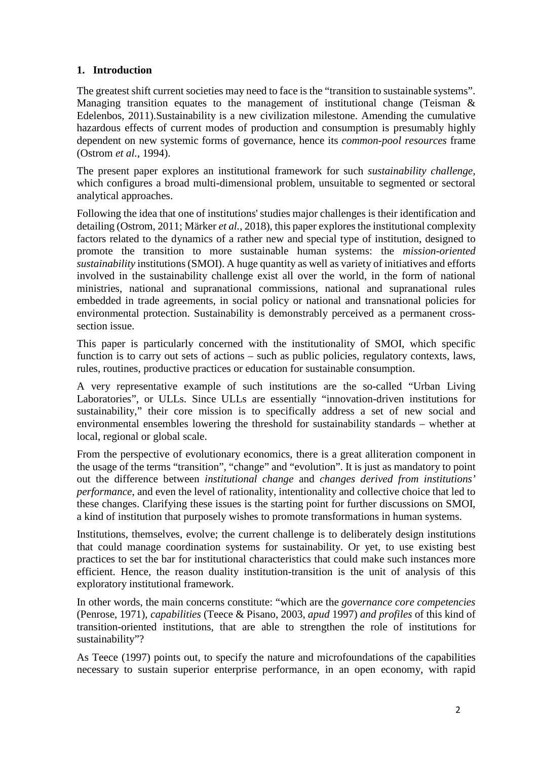## 1. Introduction

The greatest shift current societies may need to face is the "transition to sustainable systems". Managing transition equates to the management of institutional change (Teisman & Edelenbos, 2011).Sustainability is a new civilization milestone. Amending the cumulative hazardous effects of current modes of production and consumption is presumably highly dependent on new systemic forms of governance, hence its *common-pool resources* frame (Ostrom *et al.*, 1994).

The present paper explores an institutional framework for such *sustainability challenge,* which configures a broad multi-dimensional problem, unsuitable to segmented or sectoral analytical approaches.

Following the idea that one of institutions' studies major challenges is their identification and detailing (Ostrom, 2011; Märker *et al.*, 2018), this paper explores the institutional complexity factors related to the dynamics of a rather new and special type of institution, designed to promote the transition to more sustainable human systems: the *mission-oriented sustainability* institutions (SMOI). A huge quantity as well as variety of initiatives and efforts involved in the sustainability challenge exist all over the world, in the form of national ministries, national and supranational commissions, national and supranational rules embedded in trade agreements, in social policy or national and transnational policies for environmental protection. Sustainability is demonstrably perceived as a permanent cross-section issue.

This paper is particularly concerned with the institutionality of SMOI, which specific function is to carry out sets of actions – such as public policies, regulatory contexts, laws, rules, routines, productive practices or education for sustainable consumption.

A very representative example of such institutions are the so-called "Urban Living Laboratories", or ULLs. Since ULLs are essentially "innovation-driven institutions for sustainability," their core mission is to specifically address a set of new social and environmental ensembles lowering the threshold for sustainability standards – whether at local, regional or global scale.

From the perspective of evolutionary economics, there is a great alliteration component in the usage of the terms "transition", "change" and "evolution". It is just as mandatory to point out the difference between *institutional change* and *changes derived from institutions' performance*, and even the level of rationality, intentionality and collective choice that led to these changes. Clarifying these issues is the starting point for further discussions on SMOI, a kind of institution that purposely wishes to promote transformations in human systems.

Institutions, themselves, evolve; the current challenge is to deliberately design institutions that could manage coordination systems for sustainability. Or yet, to use existing best practices to set the bar for institutional characteristics that could make such instances more efficient. Hence, the reason duality institution-transition is the unit of analysis of this exploratory institutional framework.

In other words, the main concerns constitute: "which are the *governance core competencies* (Penrose, 1971), *capabilities* (Teece & Pisano, 2003, *apud* 1997) *and profiles* of this kind of transition-oriented institutions, that are able to strengthen the role of institutions for sustainability"?

As Teece (1997) points out, to specify the nature and microfoundations of the capabilities necessary to sustain superior enterprise performance, in an open economy, with rapid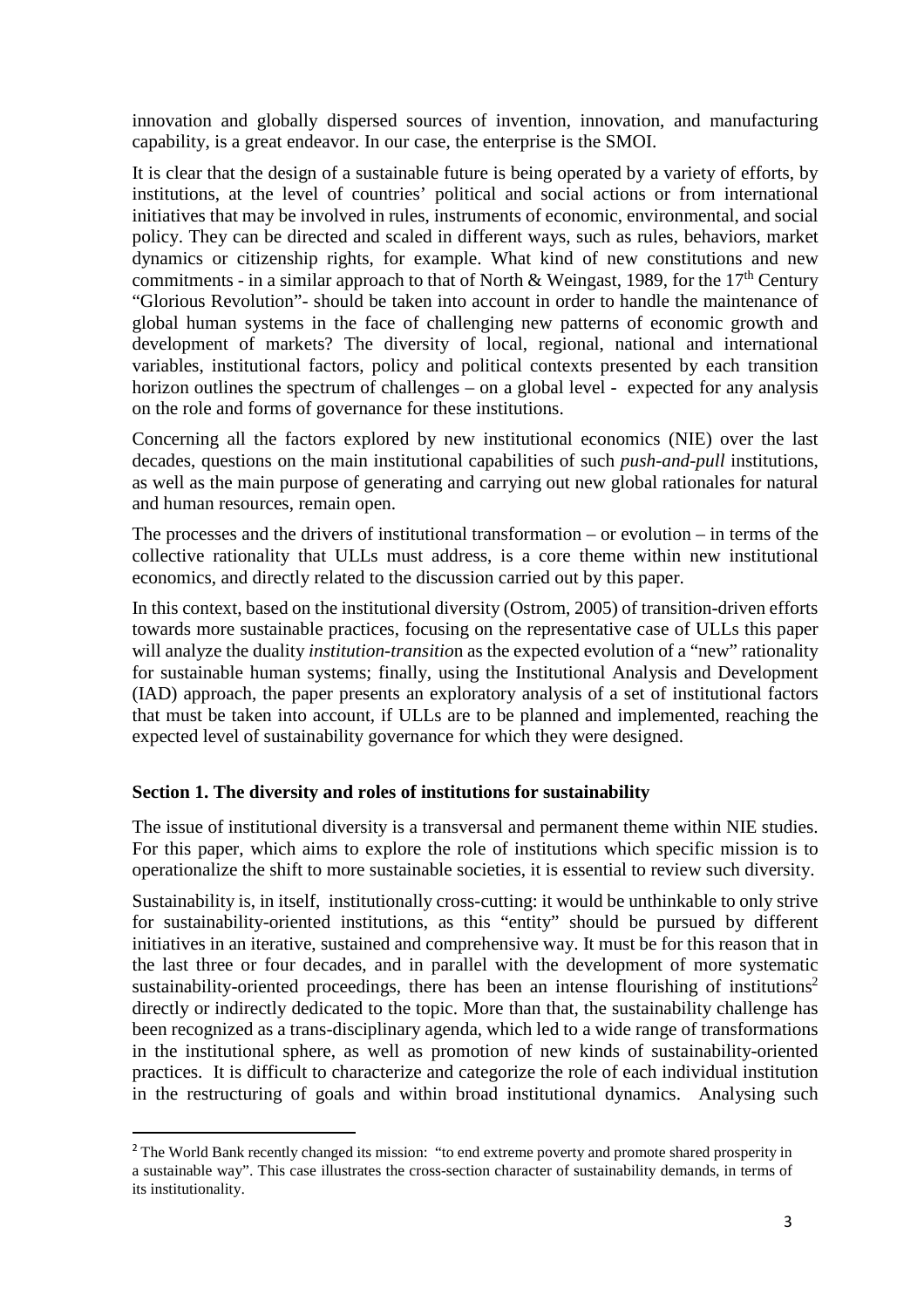innovation and globally dispersed sources of invention, innovation, and manufacturing capability, is a great endeavor. In our case, the enterprise is the SMOI.

It is clear that the design of a sustainable future is being operated by a variety of efforts, by institutions, at the level of countries' political and social actions or from international initiatives that may be involved in rules, instruments of economic, environmental, and social policy. They can be directed and scaled in different ways, such as rules, behaviors, market dynamics or citizenship rights, for example. What kind of new constitutions and new commitments - in a similar approach to that of North & Weingast, 1989, for the 17th Century "Glorious Revolution"- should be taken into account in order to handle the maintenance of global human systems in the face of challenging new patterns of economic growth and development of markets? The diversity of local, regional, national and international variables, institutional factors, policy and political contexts presented by each transition horizon outlines the spectrum of challenges – on a global level - expected for any analysis on the role and forms of governance for these institutions.

Concerning all the factors explored by new institutional economics (NIE) over the last decades, questions on the main institutional capabilities of such *push-and-pull* institutions, as well as the main purpose of generating and carrying out new global rationales for natural and human resources, remain open.

The processes and the drivers of institutional transformation – or evolution – in terms of the collective rationality that ULLs must address, is a core theme within new institutional economics, and directly related to the discussion carried out by this paper.

In this context, based on the institutional diversity (Ostrom, 2005) of transition-driven efforts towards more sustainable practices, focusing on the representative case of ULLs this paper will analyze the duality *institution-transition* as the expected evolution of a "new" rationality for sustainable human systems; finally, using the Institutional Analysis and Development (IAD) approach, the paper presents an exploratory analysis of a set of institutional factors that must be taken into account, if ULLs are to be planned and implemented, reaching the expected level of sustainability governance for which they were designed.

## Section 1. The diversity and roles of institutions for sustainability

The issue of institutional diversity is a transversal and permanent theme within NIE studies. For this paper, which aims to explore the role of institutions which specific mission is to operationalize the shift to more sustainable societies, it is essential to review such diversity.

Sustainability is, in itself, institutionally cross-cutting: it would be unthinkable to only strive for sustainability-oriented institutions, as this "entity" should be pursued by different initiatives in an iterative, sustained and comprehensive way. It must be for this reason that in the last three or four decades, and in parallel with the development of more systematic sustainability-oriented proceedings, there has been an intense flourishing of institutions[2] directly or indirectly dedicated to the topic. More than that, the sustainability challenge has been recognized as a trans-disciplinary agenda, which led to a wide range of transformations in the institutional sphere, as well as promotion of new kinds of sustainability-oriented practices. It is difficult to characterize and categorize the role of each individual institution in the restructuring of goals and within broad institutional dynamics. Analysing such

---

[2] The World Bank recently changed its mission: "to end extreme poverty and promote shared prosperity in a sustainable way". This case illustrates the cross-section character of sustainability demands, in terms of its institutionality.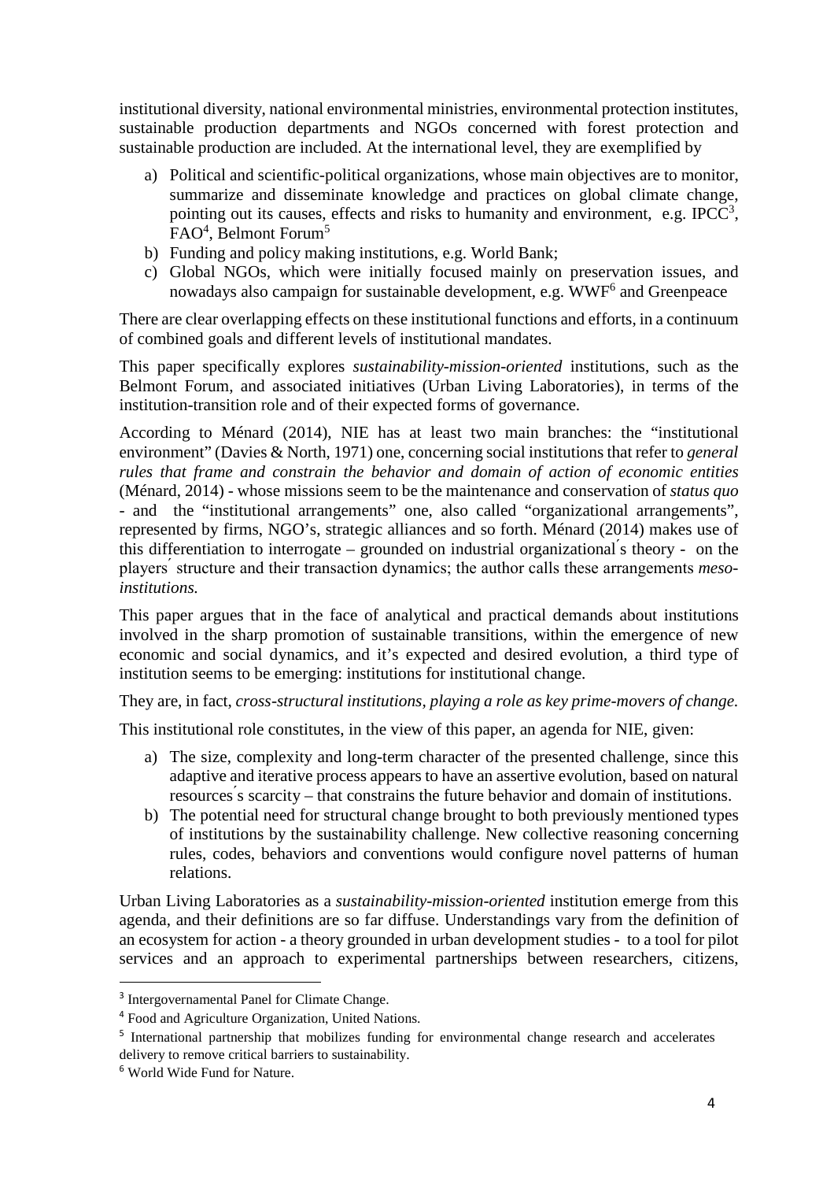institutional diversity, national environmental ministries, environmental protection institutes, sustainable production departments and NGOs concerned with forest protection and sustainable production are included. At the international level, they are exemplified by

a) Political and scientific-political organizations, whose main objectives are to monitor, summarize and disseminate knowledge and practices on global climate change, pointing out its causes, effects and risks to humanity and environment, e.g. IPCC[3], FAO[4], Belmont Forum[5]
b) Funding and policy making institutions, e.g. World Bank;
c) Global NGOs, which were initially focused mainly on preservation issues, and nowadays also campaign for sustainable development, e.g. WWF[6] and Greenpeace

There are clear overlapping effects on these institutional functions and efforts, in a continuum of combined goals and different levels of institutional mandates.

This paper specifically explores *sustainability-mission-oriented* institutions, such as the Belmont Forum, and associated initiatives (Urban Living Laboratories), in terms of the institution-transition role and of their expected forms of governance.

According to Ménard (2014), NIE has at least two main branches: the "institutional environment" (Davies & North, 1971) one, concerning social institutions that refer to *general rules that frame and constrain the behavior and domain of action of economic entities* (Ménard, 2014) - whose missions seem to be the maintenance and conservation of *status quo* - and the "institutional arrangements" one, also called "organizational arrangements", represented by firms, NGO's, strategic alliances and so forth. Ménard (2014) makes use of this differentiation to interrogate – grounded on industrial organizational´s theory - on the players´ structure and their transaction dynamics; the author calls these arrangements *meso-institutions.*

This paper argues that in the face of analytical and practical demands about institutions involved in the sharp promotion of sustainable transitions, within the emergence of new economic and social dynamics, and it's expected and desired evolution, a third type of institution seems to be emerging: institutions for institutional change.

They are, in fact, *cross-structural institutions, playing a role as key prime-movers of change.*

This institutional role constitutes, in the view of this paper, an agenda for NIE, given:

a) The size, complexity and long-term character of the presented challenge, since this adaptive and iterative process appears to have an assertive evolution, based on natural resources´s scarcity – that constrains the future behavior and domain of institutions.
b) The potential need for structural change brought to both previously mentioned types of institutions by the sustainability challenge. New collective reasoning concerning rules, codes, behaviors and conventions would configure novel patterns of human relations.

Urban Living Laboratories as a *sustainability-mission-oriented* institution emerge from this agenda, and their definitions are so far diffuse. Understandings vary from the definition of an ecosystem for action - a theory grounded in urban development studies - to a tool for pilot services and an approach to experimental partnerships between researchers, citizens,

---

[3] Intergovernamental Panel for Climate Change.

[4] Food and Agriculture Organization, United Nations.

[5] International partnership that mobilizes funding for environmental change research and accelerates delivery to remove critical barriers to sustainability.

[6] World Wide Fund for Nature.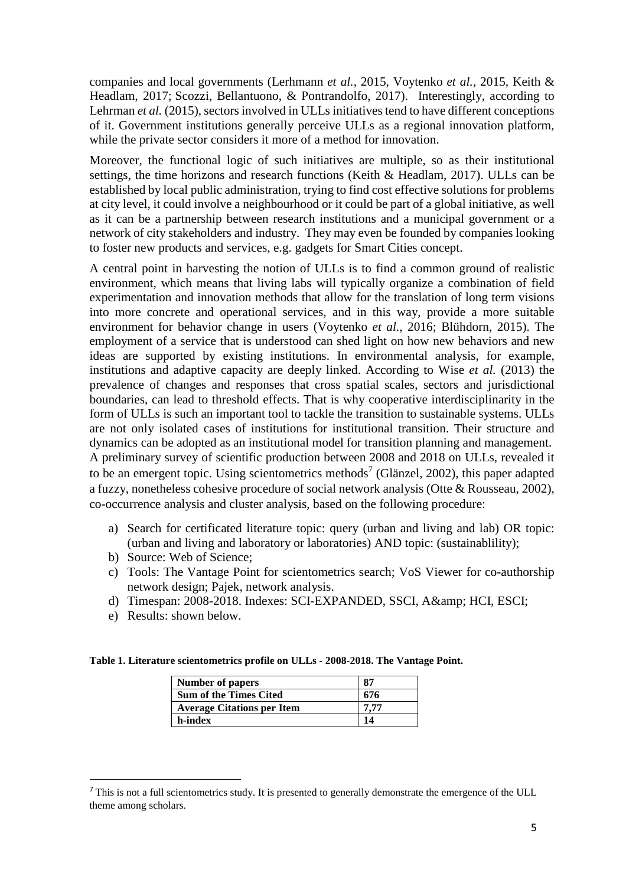companies and local governments (Lerhmann *et al.*, 2015, Voytenko *et al.*, 2015, Keith & Headlam, 2017; Scozzi, Bellantuono, & Pontrandolfo, 2017). Interestingly, according to Lehrman *et al.* (2015), sectors involved in ULLs initiatives tend to have different conceptions of it. Government institutions generally perceive ULLs as a regional innovation platform, while the private sector considers it more of a method for innovation.

Moreover, the functional logic of such initiatives are multiple, so as their institutional settings, the time horizons and research functions (Keith & Headlam, 2017). ULLs can be established by local public administration, trying to find cost effective solutions for problems at city level, it could involve a neighbourhood or it could be part of a global initiative, as well as it can be a partnership between research institutions and a municipal government or a network of city stakeholders and industry. They may even be founded by companies looking to foster new products and services, e.g. gadgets for Smart Cities concept.

A central point in harvesting the notion of ULLs is to find a common ground of realistic environment, which means that living labs will typically organize a combination of field experimentation and innovation methods that allow for the translation of long term visions into more concrete and operational services, and in this way, provide a more suitable environment for behavior change in users (Voytenko *et al.*, 2016; Blühdorn, 2015). The employment of a service that is understood can shed light on how new behaviors and new ideas are supported by existing institutions. In environmental analysis, for example, institutions and adaptive capacity are deeply linked. According to Wise *et al.* (2013) the prevalence of changes and responses that cross spatial scales, sectors and jurisdictional boundaries, can lead to threshold effects. That is why cooperative interdisciplinarity in the form of ULLs is such an important tool to tackle the transition to sustainable systems. ULLs are not only isolated cases of institutions for institutional transition. Their structure and dynamics can be adopted as an institutional model for transition planning and management. A preliminary survey of scientific production between 2008 and 2018 on ULLs, revealed it to be an emergent topic. Using scientometrics methods[7] (Glänzel, 2002), this paper adapted a fuzzy, nonetheless cohesive procedure of social network analysis (Otte & Rousseau, 2002), co-occurrence analysis and cluster analysis, based on the following procedure:

a) Search for certificated literature topic: query (urban and living and lab) OR topic: (urban and living and laboratory or laboratories) AND topic: (sustainablility);
b) Source: Web of Science;
c) Tools: The Vantage Point for scientometrics search; VoS Viewer for co-authorship network design; Pajek, network analysis.
d) Timespan: 2008-2018. Indexes: SCI-EXPANDED, SSCI, A&amp; HCI, ESCI;
e) Results: shown below.

**Table 1. Literature scientometrics profile on ULLs - 2008-2018. The Vantage Point.**

| | |
|---|---|
| **Number of papers** | **87** |
| **Sum of the Times Cited** | **676** |
| **Average Citations per Item** | **7,77** |
| **h-index** | **14** |

[7] This is not a full scientometrics study. It is presented to generally demonstrate the emergence of the ULL theme among scholars.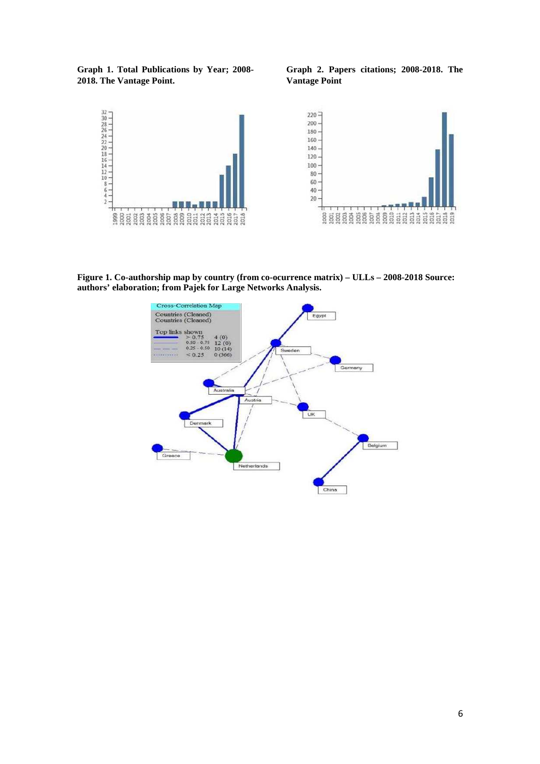**Graph 1. Total Publications by Year; 2008-2018. The Vantage Point.**

**Graph 2. Papers citations; 2008-2018. The Vantage Point**

**Figure 1. Co-authorship map by country (from co-ocurrence matrix) – ULLs – 2008-2018 Source: authors' elaboration; from Pajek for Large Networks Analysis.**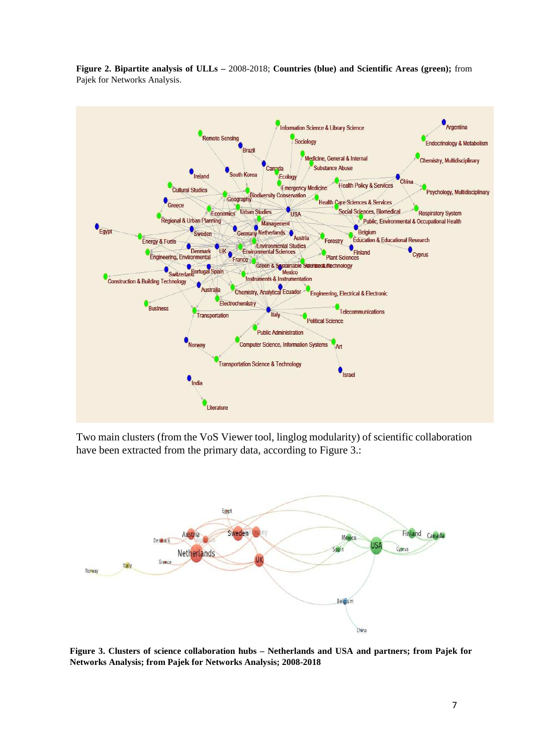**Figure 2. Bipartite analysis of ULLs –** 2008-2018; **Countries (blue) and Scientific Areas (green);** from Pajek for Networks Analysis.

Two main clusters (from the VoS Viewer tool, linglog modularity) of scientific collaboration have been extracted from the primary data, according to Figure 3.:

**Figure 3. Clusters of science collaboration hubs – Netherlands and USA and partners; from Pajek for Networks Analysis; from Pajek for Networks Analysis; 2008-2018**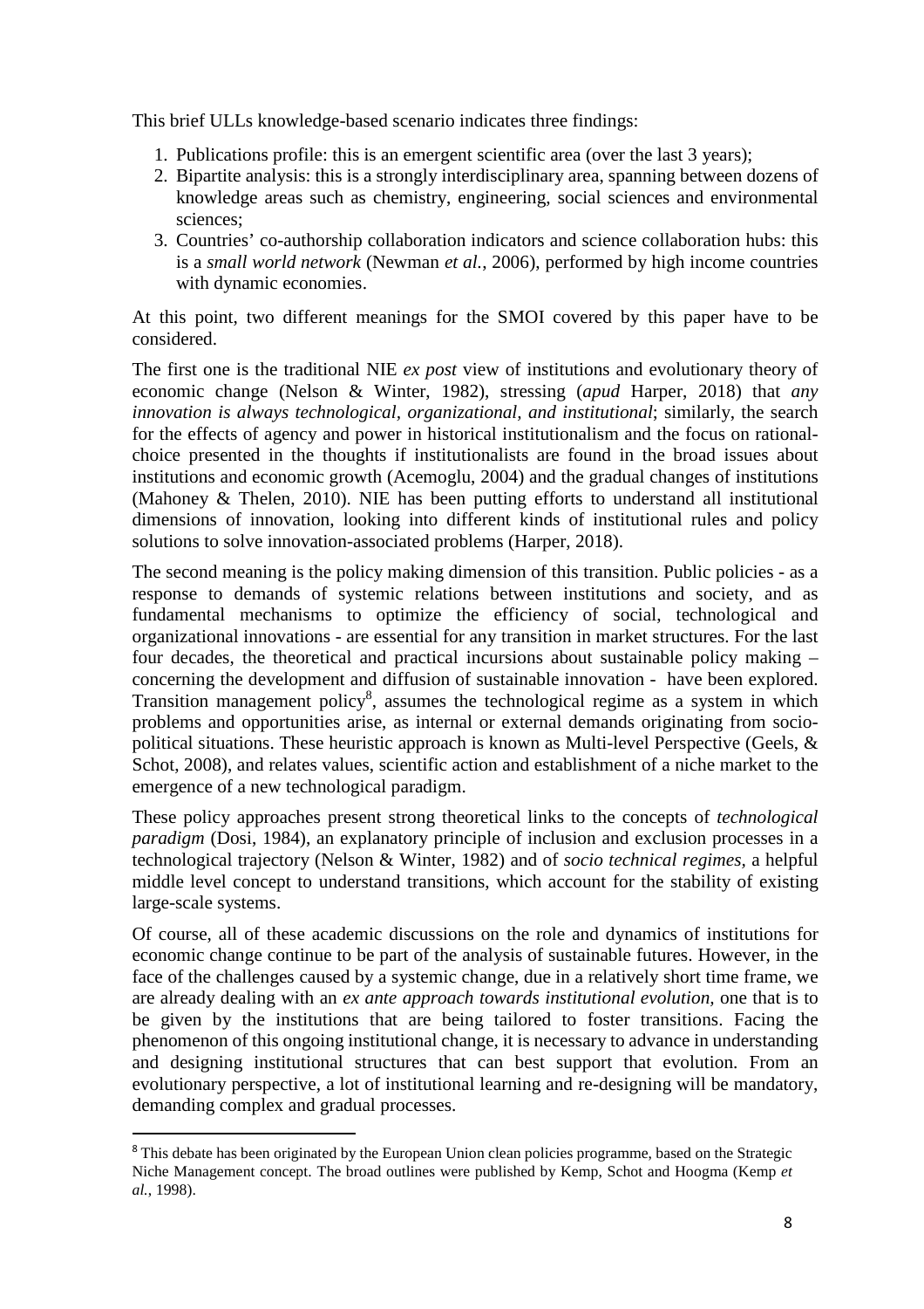This brief ULLs knowledge-based scenario indicates three findings:

1. Publications profile: this is an emergent scientific area (over the last 3 years);
2. Bipartite analysis: this is a strongly interdisciplinary area, spanning between dozens of knowledge areas such as chemistry, engineering, social sciences and environmental sciences;
3. Countries' co-authorship collaboration indicators and science collaboration hubs: this is a *small world network* (Newman *et al.*, 2006), performed by high income countries with dynamic economies.

At this point, two different meanings for the SMOI covered by this paper have to be considered.

The first one is the traditional NIE *ex post* view of institutions and evolutionary theory of economic change (Nelson & Winter, 1982), stressing (*apud* Harper, 2018) that *any innovation is always technological, organizational, and institutional*; similarly, the search for the effects of agency and power in historical institutionalism and the focus on rational-choice presented in the thoughts if institutionalists are found in the broad issues about institutions and economic growth (Acemoglu, 2004) and the gradual changes of institutions (Mahoney & Thelen, 2010). NIE has been putting efforts to understand all institutional dimensions of innovation, looking into different kinds of institutional rules and policy solutions to solve innovation-associated problems (Harper, 2018).

The second meaning is the policy making dimension of this transition. Public policies - as a response to demands of systemic relations between institutions and society, and as fundamental mechanisms to optimize the efficiency of social, technological and organizational innovations - are essential for any transition in market structures. For the last four decades, the theoretical and practical incursions about sustainable policy making – concerning the development and diffusion of sustainable innovation - have been explored. Transition management policy[8], assumes the technological regime as a system in which problems and opportunities arise, as internal or external demands originating from socio-political situations. These heuristic approach is known as Multi-level Perspective (Geels, & Schot, 2008), and relates values, scientific action and establishment of a niche market to the emergence of a new technological paradigm.

These policy approaches present strong theoretical links to the concepts of *technological paradigm* (Dosi, 1984), an explanatory principle of inclusion and exclusion processes in a technological trajectory (Nelson & Winter, 1982) and of *socio technical regimes*, a helpful middle level concept to understand transitions, which account for the stability of existing large-scale systems.

Of course, all of these academic discussions on the role and dynamics of institutions for economic change continue to be part of the analysis of sustainable futures. However, in the face of the challenges caused by a systemic change, due in a relatively short time frame, we are already dealing with an *ex ante approach towards institutional evolution*, one that is to be given by the institutions that are being tailored to foster transitions. Facing the phenomenon of this ongoing institutional change, it is necessary to advance in understanding and designing institutional structures that can best support that evolution. From an evolutionary perspective, a lot of institutional learning and re-designing will be mandatory, demanding complex and gradual processes.

[8] This debate has been originated by the European Union clean policies programme, based on the Strategic Niche Management concept. The broad outlines were published by Kemp, Schot and Hoogma (Kemp *et al.*, 1998).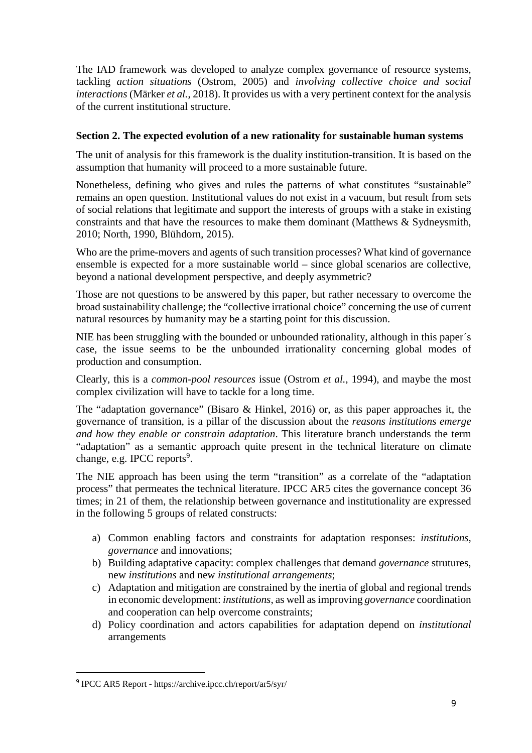The IAD framework was developed to analyze complex governance of resource systems, tackling *action situations* (Ostrom, 2005) and *involving collective choice and social interactions* (Märker *et al.*, 2018). It provides us with a very pertinent context for the analysis of the current institutional structure.

### Section 2. The expected evolution of a new rationality for sustainable human systems

The unit of analysis for this framework is the duality institution-transition. It is based on the assumption that humanity will proceed to a more sustainable future.

Nonetheless, defining who gives and rules the patterns of what constitutes "sustainable" remains an open question. Institutional values do not exist in a vacuum, but result from sets of social relations that legitimate and support the interests of groups with a stake in existing constraints and that have the resources to make them dominant (Matthews & Sydneysmith, 2010; North, 1990, Blühdorn, 2015).

Who are the prime-movers and agents of such transition processes? What kind of governance ensemble is expected for a more sustainable world – since global scenarios are collective, beyond a national development perspective, and deeply asymmetric?

Those are not questions to be answered by this paper, but rather necessary to overcome the broad sustainability challenge; the "collective irrational choice" concerning the use of current natural resources by humanity may be a starting point for this discussion.

NIE has been struggling with the bounded or unbounded rationality, although in this paper´s case, the issue seems to be the unbounded irrationality concerning global modes of production and consumption.

Clearly, this is a *common-pool resources* issue (Ostrom *et al.*, 1994), and maybe the most complex civilization will have to tackle for a long time.

The "adaptation governance" (Bisaro & Hinkel, 2016) or, as this paper approaches it, the governance of transition, is a pillar of the discussion about the *reasons institutions emerge and how they enable or constrain adaptation*. This literature branch understands the term "adaptation" as a semantic approach quite present in the technical literature on climate change, e.g. IPCC reports[9].

The NIE approach has been using the term "transition" as a correlate of the "adaptation process" that permeates the technical literature. IPCC AR5 cites the governance concept 36 times; in 21 of them, the relationship between governance and institutionality are expressed in the following 5 groups of related constructs:

a) Common enabling factors and constraints for adaptation responses: *institutions*, *governance* and innovations;
b) Building adaptative capacity: complex challenges that demand *governance* strutures, new *institutions* and new *institutional arrangements*;
c) Adaptation and mitigation are constrained by the inertia of global and regional trends in economic development: *institutions*, as well as improving *governance* coordination and cooperation can help overcome constraints;
d) Policy coordination and actors capabilities for adaptation depend on *institutional* arrangements

[9] IPCC AR5 Report - https://archive.ipcc.ch/report/ar5/syr/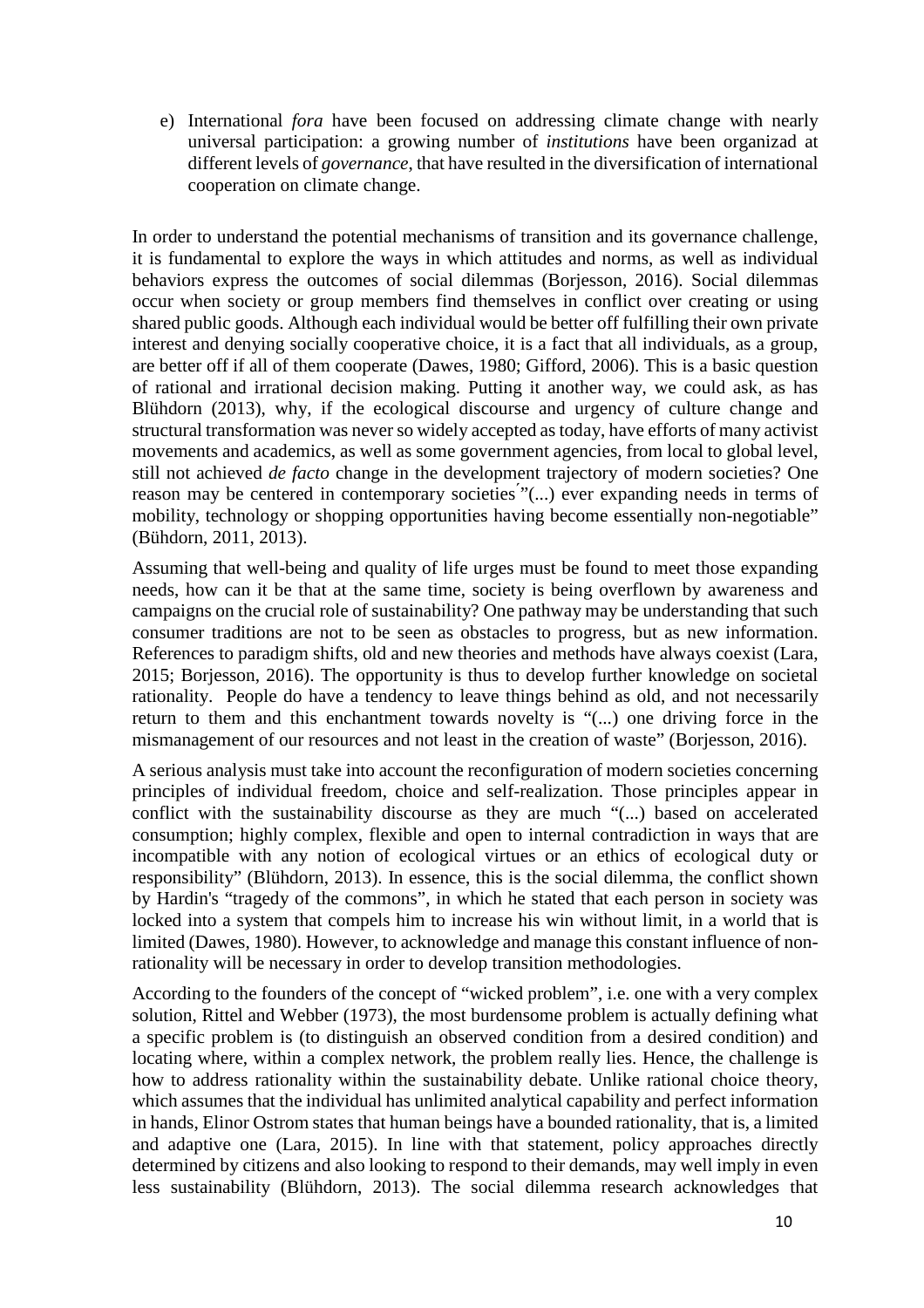e) International *fora* have been focused on addressing climate change with nearly universal participation: a growing number of *institutions* have been organizad at different levels of *governance*, that have resulted in the diversification of international cooperation on climate change.

In order to understand the potential mechanisms of transition and its governance challenge, it is fundamental to explore the ways in which attitudes and norms, as well as individual behaviors express the outcomes of social dilemmas (Borjesson, 2016). Social dilemmas occur when society or group members find themselves in conflict over creating or using shared public goods. Although each individual would be better off fulfilling their own private interest and denying socially cooperative choice, it is a fact that all individuals, as a group, are better off if all of them cooperate (Dawes, 1980; Gifford, 2006). This is a basic question of rational and irrational decision making. Putting it another way, we could ask, as has Blühdorn (2013), why, if the ecological discourse and urgency of culture change and structural transformation was never so widely accepted as today, have efforts of many activist movements and academics, as well as some government agencies, from local to global level, still not achieved *de facto* change in the development trajectory of modern societies? One reason may be centered in contemporary societies´"(...) ever expanding needs in terms of mobility, technology or shopping opportunities having become essentially non-negotiable" (Bühdorn, 2011, 2013).

Assuming that well-being and quality of life urges must be found to meet those expanding needs, how can it be that at the same time, society is being overflown by awareness and campaigns on the crucial role of sustainability? One pathway may be understanding that such consumer traditions are not to be seen as obstacles to progress, but as new information. References to paradigm shifts, old and new theories and methods have always coexist (Lara, 2015; Borjesson, 2016). The opportunity is thus to develop further knowledge on societal rationality. People do have a tendency to leave things behind as old, and not necessarily return to them and this enchantment towards novelty is "(...) one driving force in the mismanagement of our resources and not least in the creation of waste" (Borjesson, 2016).

A serious analysis must take into account the reconfiguration of modern societies concerning principles of individual freedom, choice and self-realization. Those principles appear in conflict with the sustainability discourse as they are much "(...) based on accelerated consumption; highly complex, flexible and open to internal contradiction in ways that are incompatible with any notion of ecological virtues or an ethics of ecological duty or responsibility" (Blühdorn, 2013). In essence, this is the social dilemma, the conflict shown by Hardin's "tragedy of the commons", in which he stated that each person in society was locked into a system that compels him to increase his win without limit, in a world that is limited (Dawes, 1980). However, to acknowledge and manage this constant influence of non-rationality will be necessary in order to develop transition methodologies.

According to the founders of the concept of "wicked problem", i.e. one with a very complex solution, Rittel and Webber (1973), the most burdensome problem is actually defining what a specific problem is (to distinguish an observed condition from a desired condition) and locating where, within a complex network, the problem really lies. Hence, the challenge is how to address rationality within the sustainability debate. Unlike rational choice theory, which assumes that the individual has unlimited analytical capability and perfect information in hands, Elinor Ostrom states that human beings have a bounded rationality, that is, a limited and adaptive one (Lara, 2015). In line with that statement, policy approaches directly determined by citizens and also looking to respond to their demands, may well imply in even less sustainability (Blühdorn, 2013). The social dilemma research acknowledges that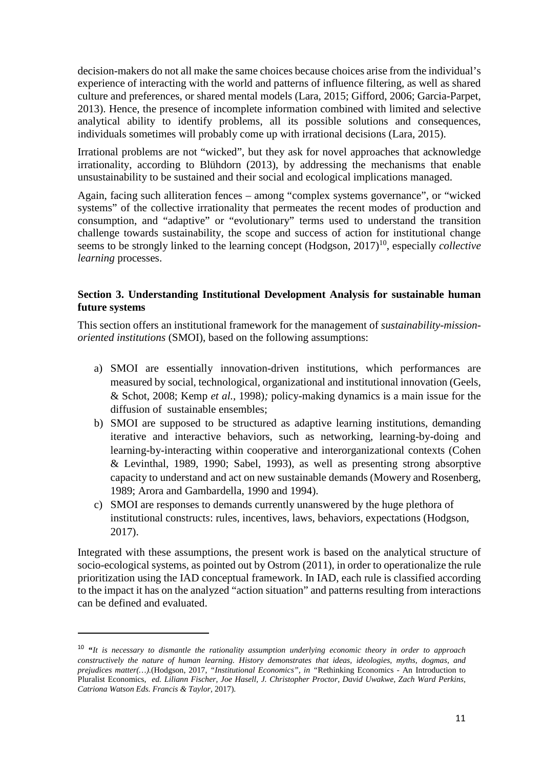decision-makers do not all make the same choices because choices arise from the individual's experience of interacting with the world and patterns of influence filtering, as well as shared culture and preferences, or shared mental models (Lara, 2015; Gifford, 2006; Garcia-Parpet, 2013). Hence, the presence of incomplete information combined with limited and selective analytical ability to identify problems, all its possible solutions and consequences, individuals sometimes will probably come up with irrational decisions (Lara, 2015).

Irrational problems are not "wicked", but they ask for novel approaches that acknowledge irrationality, according to Blühdorn (2013), by addressing the mechanisms that enable unsustainability to be sustained and their social and ecological implications managed.

Again, facing such alliteration fences – among "complex systems governance", or "wicked systems" of the collective irrationality that permeates the recent modes of production and consumption, and "adaptive" or "evolutionary" terms used to understand the transition challenge towards sustainability, the scope and success of action for institutional change seems to be strongly linked to the learning concept (Hodgson, 2017)[10], especially *collective learning* processes.

## Section 3. Understanding Institutional Development Analysis for sustainable human future systems

This section offers an institutional framework for the management of *sustainability-mission-oriented institutions* (SMOI), based on the following assumptions:

a) SMOI are essentially innovation-driven institutions, which performances are measured by social, technological, organizational and institutional innovation (Geels, & Schot, 2008; Kemp *et al.*, 1998)*;* policy-making dynamics is a main issue for the diffusion of sustainable ensembles;

b) SMOI are supposed to be structured as adaptive learning institutions, demanding iterative and interactive behaviors, such as networking, learning-by-doing and learning-by-interacting within cooperative and interorganizational contexts (Cohen & Levinthal, 1989, 1990; Sabel, 1993), as well as presenting strong absorptive capacity to understand and act on new sustainable demands (Mowery and Rosenberg, 1989; Arora and Gambardella, 1990 and 1994).

c) SMOI are responses to demands currently unanswered by the huge plethora of institutional constructs: rules, incentives, laws, behaviors, expectations (Hodgson, 2017).

Integrated with these assumptions, the present work is based on the analytical structure of socio-ecological systems, as pointed out by Ostrom (2011), in order to operationalize the rule prioritization using the IAD conceptual framework. In IAD, each rule is classified according to the impact it has on the analyzed "action situation" and patterns resulting from interactions can be defined and evaluated.

---

[10] **"***It is necessary to dismantle the rationality assumption underlying economic theory in order to approach constructively the nature of human learning. History demonstrates that ideas, ideologies, myths, dogmas, and prejudices matter(…).*(Hodgson, 2017, *"Institutional Economics", in* "Rethinking Economics - An Introduction to Pluralist Economics, *ed. Liliann Fischer, Joe Hasell, J. Christopher Proctor, David Uwakwe, Zach Ward Perkins, Catriona Watson Eds. Francis & Taylor,* 2017).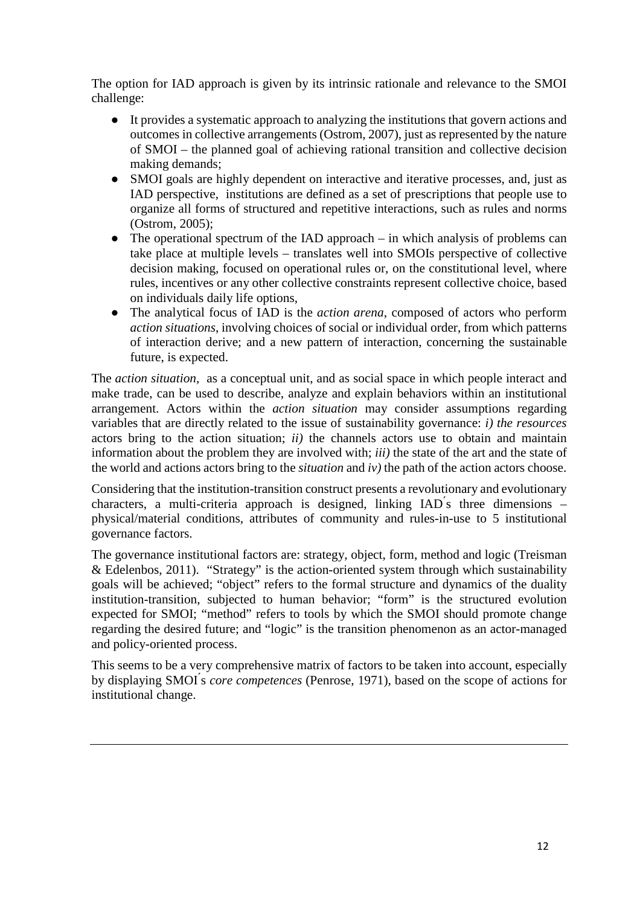The option for IAD approach is given by its intrinsic rationale and relevance to the SMOI challenge:

- It provides a systematic approach to analyzing the institutions that govern actions and outcomes in collective arrangements (Ostrom, 2007), just as represented by the nature of SMOI – the planned goal of achieving rational transition and collective decision making demands;
- SMOI goals are highly dependent on interactive and iterative processes, and, just as IAD perspective, institutions are defined as a set of prescriptions that people use to organize all forms of structured and repetitive interactions, such as rules and norms (Ostrom, 2005);
- The operational spectrum of the IAD approach – in which analysis of problems can take place at multiple levels – translates well into SMOIs perspective of collective decision making, focused on operational rules or, on the constitutional level, where rules, incentives or any other collective constraints represent collective choice, based on individuals daily life options,
- The analytical focus of IAD is the *action arena*, composed of actors who perform *action situations*, involving choices of social or individual order, from which patterns of interaction derive; and a new pattern of interaction, concerning the sustainable future, is expected.

The *action situation*, as a conceptual unit, and as social space in which people interact and make trade, can be used to describe, analyze and explain behaviors within an institutional arrangement. Actors within the *action situation* may consider assumptions regarding variables that are directly related to the issue of sustainability governance: *i) the resources* actors bring to the action situation; *ii)* the channels actors use to obtain and maintain information about the problem they are involved with; *iii)* the state of the art and the state of the world and actions actors bring to the *situation* and *iv)* the path of the action actors choose.

Considering that the institution-transition construct presents a revolutionary and evolutionary characters, a multi-criteria approach is designed, linking IAD´s three dimensions – physical/material conditions, attributes of community and rules-in-use to 5 institutional governance factors.

The governance institutional factors are: strategy, object, form, method and logic (Treisman & Edelenbos, 2011). "Strategy" is the action-oriented system through which sustainability goals will be achieved; "object" refers to the formal structure and dynamics of the duality institution-transition, subjected to human behavior; "form" is the structured evolution expected for SMOI; "method" refers to tools by which the SMOI should promote change regarding the desired future; and "logic" is the transition phenomenon as an actor-managed and policy-oriented process.

This seems to be a very comprehensive matrix of factors to be taken into account, especially by displaying SMOI´s *core competences* (Penrose, 1971), based on the scope of actions for institutional change.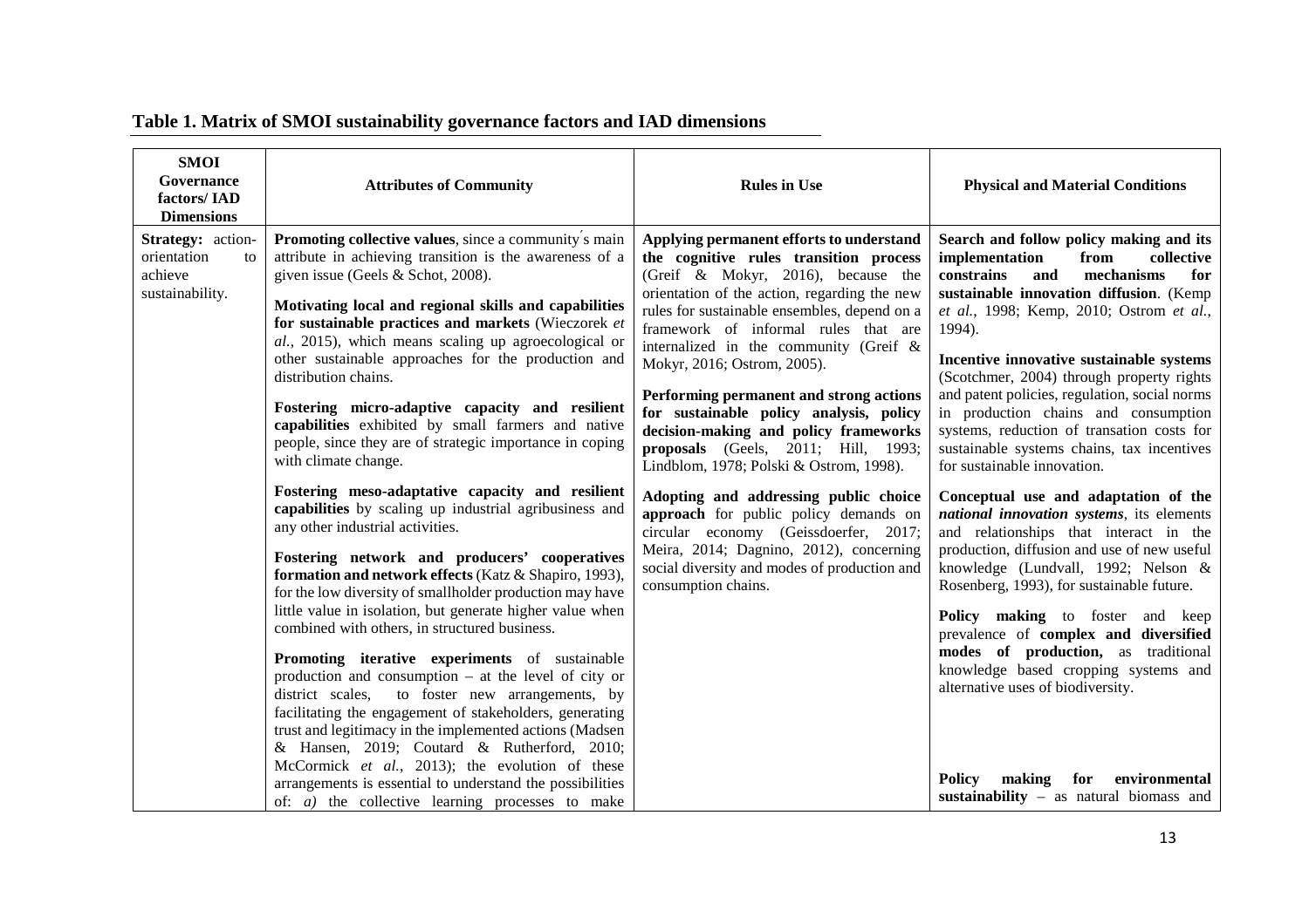## Table 1. Matrix of SMOI sustainability governance factors and IAD dimensions

| SMOI Governance factors/ IAD Dimensions | Attributes of Community | Rules in Use | Physical and Material Conditions |
|---|---|---|---|
| **Strategy:** action-orientation to achieve sustainability. | **Promoting collective values**, since a community´s main attribute in achieving transition is the awareness of a given issue (Geels & Schot, 2008).<br><br>**Motivating local and regional skills and capabilities for sustainable practices and markets** (Wieczorek *et al.*, 2015), which means scaling up agroecological or other sustainable approaches for the production and distribution chains.<br><br>**Fostering micro-adaptive capacity and resilient capabilities** exhibited by small farmers and native people, since they are of strategic importance in coping with climate change.<br><br>**Fostering meso-adaptative capacity and resilient capabilities** by scaling up industrial agribusiness and any other industrial activities.<br><br>**Fostering network and producers' cooperatives formation and network effects** (Katz & Shapiro, 1993), for the low diversity of smallholder production may have little value in isolation, but generate higher value when combined with others, in structured business.<br><br>**Promoting iterative experiments** of sustainable production and consumption – at the level of city or district scales, to foster new arrangements, by facilitating the engagement of stakeholders, generating trust and legitimacy in the implemented actions (Madsen & Hansen, 2019; Coutard & Rutherford, 2010; McCormick *et al.*, 2013); the evolution of these arrangements is essential to understand the possibilities of: *a)* the collective learning processes to make | **Applying permanent efforts to understand the cognitive rules transition process** (Greif & Mokyr, 2016), because the orientation of the action, regarding the new rules for sustainable ensembles, depend on a framework of informal rules that are internalized in the community (Greif & Mokyr, 2016; Ostrom, 2005).<br><br>**Performing permanent and strong actions for sustainable policy analysis, policy decision-making and policy frameworks proposals** (Geels, 2011; Hill, 1993; Lindblom, 1978; Polski & Ostrom, 1998).<br><br>**Adopting and addressing public choice approach** for public policy demands on circular economy (Geissdoerfer, 2017; Meira, 2014; Dagnino, 2012), concerning social diversity and modes of production and consumption chains. | **Search and follow policy making and its implementation from collective constrains and mechanisms for sustainable innovation diffusion**. (Kemp *et al.*, 1998; Kemp, 2010; Ostrom *et al.*, 1994).<br><br>**Incentive innovative sustainable systems** (Scotchmer, 2004) through property rights and patent policies, regulation, social norms in production chains and consumption systems, reduction of transation costs for sustainable systems chains, tax incentives for sustainable innovation.<br><br>**Conceptual use and adaptation of the *national innovation systems***, its elements and relationships that interact in the production, diffusion and use of new useful knowledge (Lundvall, 1992; Nelson & Rosenberg, 1993), for sustainable future.<br><br>**Policy making** to foster and keep prevalence of **complex and diversified modes of production,** as traditional knowledge based cropping systems and alternative uses of biodiversity.<br><br>**Policy making for environmental sustainability** – as natural biomass and |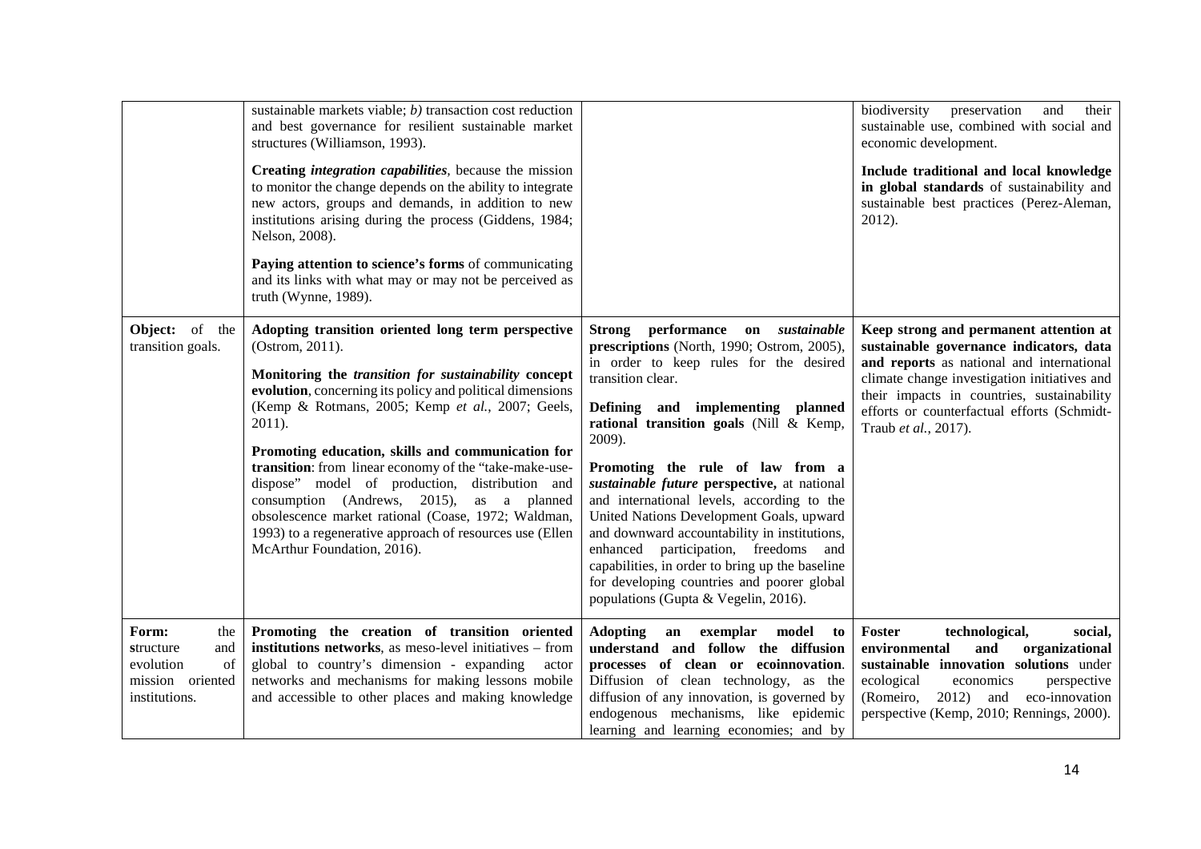| | | | |
|---|---|---|---|
| | sustainable markets viable; *b)* transaction cost reduction and best governance for resilient sustainable market structures (Williamson, 1993).<br><br>**Creating *integration capabilities***, because the mission to monitor the change depends on the ability to integrate new actors, groups and demands, in addition to new institutions arising during the process (Giddens, 1984; Nelson, 2008).<br><br>**Paying attention to science's forms** of communicating and its links with what may or may not be perceived as truth (Wynne, 1989). | | biodiversity preservation and their sustainable use, combined with social and economic development.<br><br>**Include traditional and local knowledge in global standards** of sustainability and sustainable best practices (Perez-Aleman, 2012). |
| **Object:** of the transition goals. | **Adopting transition oriented long term perspective** (Ostrom, 2011).<br><br>**Monitoring the *transition for sustainability* concept evolution**, concerning its policy and political dimensions (Kemp & Rotmans, 2005; Kemp *et al.*, 2007; Geels, 2011).<br><br>**Promoting education, skills and communication for transition**: from linear economy of the "take-make-use-dispose" model of production, distribution and consumption (Andrews, 2015), as a planned obsolescence market rational (Coase, 1972; Waldman, 1993) to a regenerative approach of resources use (Ellen McArthur Foundation, 2016). | **Strong performance on *sustainable* prescriptions** (North, 1990; Ostrom, 2005), in order to keep rules for the desired transition clear.<br><br>**Defining and implementing planned rational transition goals** (Nill & Kemp, 2009).<br><br>**Promoting the rule of law from a *sustainable future* perspective,** at national and international levels, according to the United Nations Development Goals, upward and downward accountability in institutions, enhanced participation, freedoms and capabilities, in order to bring up the baseline for developing countries and poorer global populations (Gupta & Vegelin, 2016). | **Keep strong and permanent attention at sustainable governance indicators, data and reports** as national and international climate change investigation initiatives and their impacts in countries, sustainability efforts or counterfactual efforts (Schmidt-Traub *et al.*, 2017). |
| **Form:** the structure and evolution of mission oriented institutions. | **Promoting the creation of transition oriented institutions networks**, as meso-level initiatives – from global to country's dimension - expanding actor networks and mechanisms for making lessons mobile and accessible to other places and making knowledge | **Adopting an exemplar model to understand and follow the diffusion processes of clean or ecoinnovation**. Diffusion of clean technology, as the diffusion of any innovation, is governed by endogenous mechanisms, like epidemic learning and learning economies; and by | **Foster technological, social, environmental and organizational sustainable innovation solutions** under ecological economics perspective (Romeiro, 2012) and eco-innovation perspective (Kemp, 2010; Rennings, 2000). |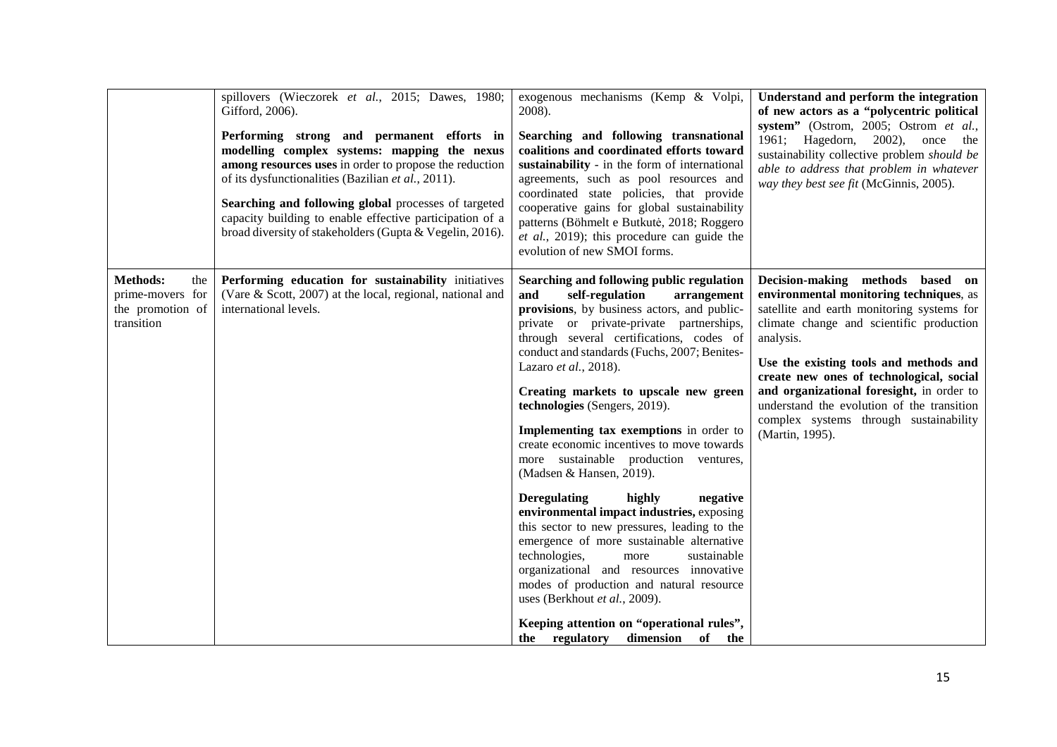| | | | |
|---|---|---|---|
| | spillovers (Wieczorek *et al.*, 2015; Dawes, 1980; Gifford, 2006).<br><br>**Performing strong and permanent efforts in modelling complex systems: mapping the nexus among resources uses** in order to propose the reduction of its dysfunctionalities (Bazilian *et al.*, 2011).<br><br>**Searching and following global** processes of targeted capacity building to enable effective participation of a broad diversity of stakeholders (Gupta & Vegelin, 2016). | exogenous mechanisms (Kemp & Volpi, 2008).<br><br>**Searching and following transnational coalitions and coordinated efforts toward sustainability** - in the form of international agreements, such as pool resources and coordinated state policies, that provide cooperative gains for global sustainability patterns (Böhmelt e Butkutė, 2018; Roggero *et al.*, 2019); this procedure can guide the evolution of new SMOI forms. | **Understand and perform the integration of new actors as a "polycentric political system"** (Ostrom, 2005; Ostrom *et al.*, 1961; Hagedorn, 2002), once the sustainability collective problem *should be able to address that problem in whatever way they best see fit* (McGinnis, 2005). |
| **Methods:** the prime-movers for the promotion of transition | **Performing education for sustainability** initiatives (Vare & Scott, 2007) at the local, regional, national and international levels. | **Searching and following public regulation and self-regulation arrangement provisions**, by business actors, and public-private or private-private partnerships, through several certifications, codes of conduct and standards (Fuchs, 2007; Benites-Lazaro *et al.*, 2018).<br><br>**Creating markets to upscale new green technologies** (Sengers, 2019).<br><br>**Implementing tax exemptions** in order to create economic incentives to move towards more sustainable production ventures, (Madsen & Hansen, 2019).<br><br>**Deregulating highly negative environmental impact industries,** exposing this sector to new pressures, leading to the emergence of more sustainable alternative technologies, more sustainable organizational and resources innovative modes of production and natural resource uses (Berkhout *et al.*, 2009).<br><br>**Keeping attention on "operational rules", the regulatory dimension of the** | **Decision-making methods based on environmental monitoring techniques**, as satellite and earth monitoring systems for climate change and scientific production analysis.<br><br>**Use the existing tools and methods and create new ones of technological, social and organizational foresight,** in order to understand the evolution of the transition complex systems through sustainability (Martin, 1995). |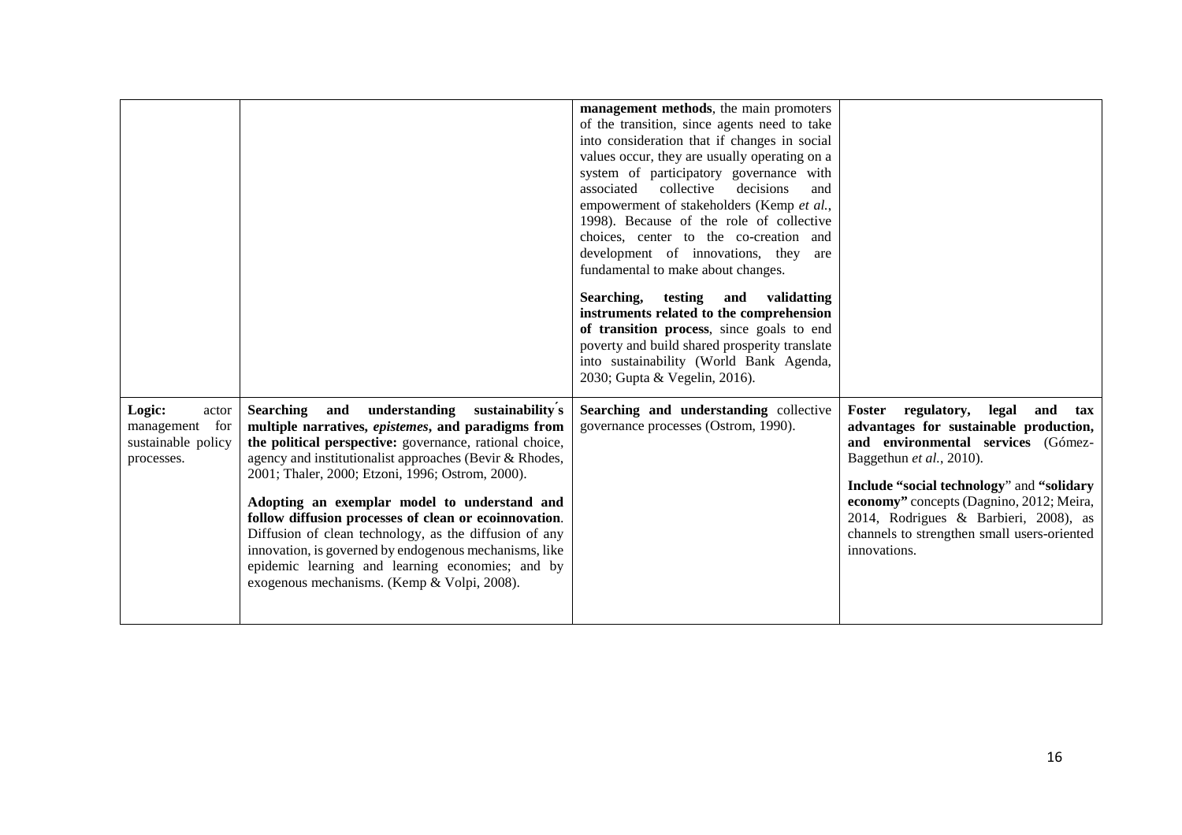| | | | |
|---|---|---|---|
| | | **management methods**, the main promoters of the transition, since agents need to take into consideration that if changes in social values occur, they are usually operating on a system of participatory governance with associated collective decisions and empowerment of stakeholders (Kemp *et al.*, 1998). Because of the role of collective choices, center to the co-creation and development of innovations, they are fundamental to make about changes.<br><br>**Searching, testing and validatting instruments related to the comprehension of transition process**, since goals to end poverty and build shared prosperity translate into sustainability (World Bank Agenda, 2030; Gupta & Vegelin, 2016). | |
| **Logic:** actor management for sustainable policy processes. | **Searching and understanding sustainability ́s multiple narratives, *epistemes*, and paradigms from the political perspective:** governance, rational choice, agency and institutionalist approaches (Bevir & Rhodes, 2001; Thaler, 2000; Etzoni, 1996; Ostrom, 2000).<br><br>**Adopting an exemplar model to understand and follow diffusion processes of clean or ecoinnovation**. Diffusion of clean technology, as the diffusion of any innovation, is governed by endogenous mechanisms, like epidemic learning and learning economies; and by exogenous mechanisms. (Kemp & Volpi, 2008). | **Searching and understanding** collective governance processes (Ostrom, 1990). | **Foster regulatory, legal and tax advantages for sustainable production, and environmental services** (Gómez-Baggethun *et al.*, 2010).<br><br>**Include "social technology**" and **"solidary economy"** concepts (Dagnino, 2012; Meira, 2014, Rodrigues & Barbieri, 2008), as channels to strengthen small users-oriented innovations. |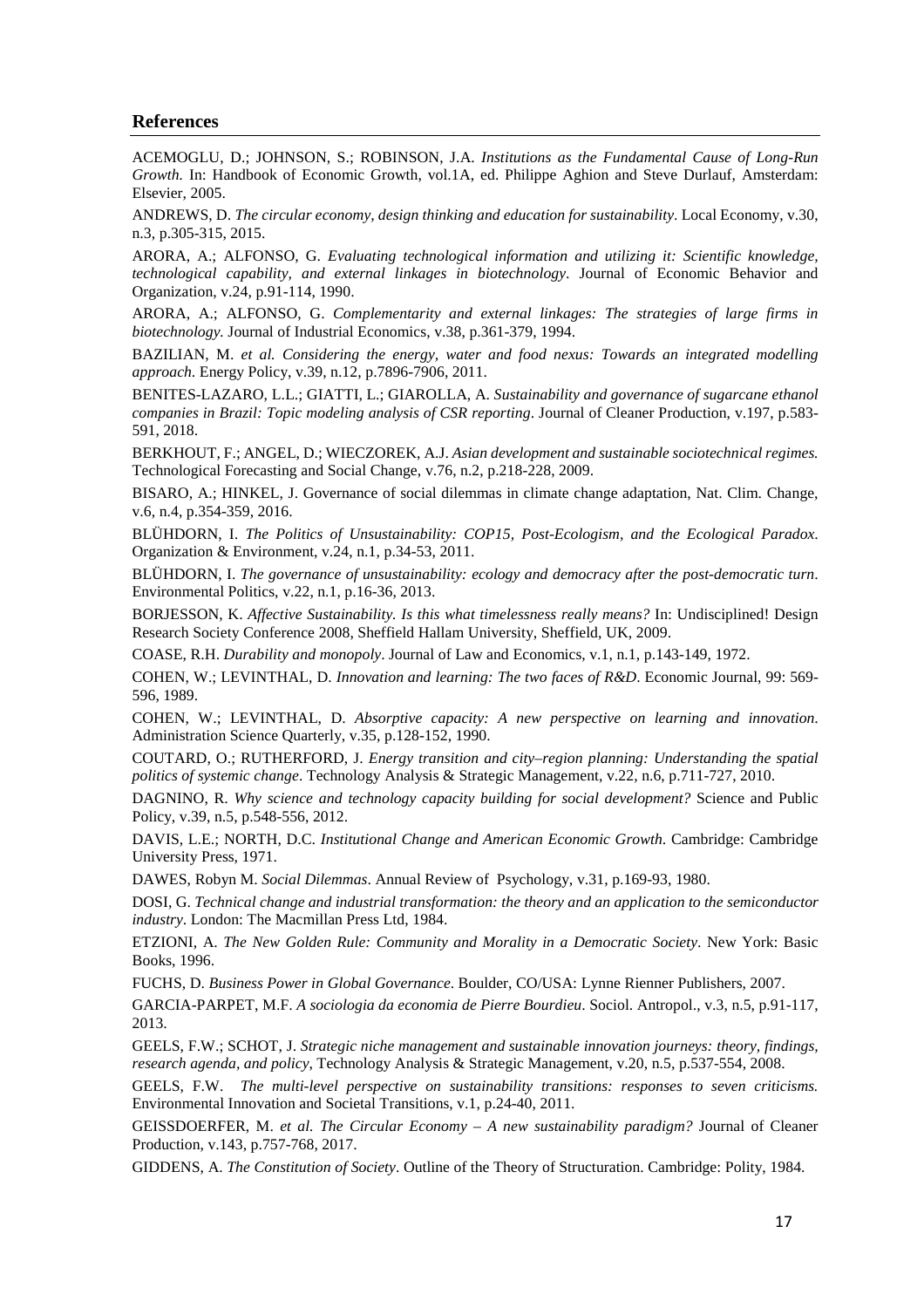## References

ACEMOGLU, D.; JOHNSON, S.; ROBINSON, J.A. *Institutions as the Fundamental Cause of Long-Run Growth.* In: Handbook of Economic Growth, vol.1A, ed. Philippe Aghion and Steve Durlauf, Amsterdam: Elsevier, 2005.

ANDREWS, D. *The circular economy, design thinking and education for sustainability*. Local Economy, v.30, n.3, p.305-315, 2015.

ARORA, A.; ALFONSO, G. *Evaluating technological information and utilizing it: Scientific knowledge, technological capability, and external linkages in biotechnology*. Journal of Economic Behavior and Organization, v.24, p.91-114, 1990.

ARORA, A.; ALFONSO, G. *Complementarity and external linkages: The strategies of large firms in biotechnology.* Journal of Industrial Economics, v.38, p.361-379, 1994.

BAZILIAN, M. *et al. Considering the energy, water and food nexus: Towards an integrated modelling approach*. Energy Policy, v.39, n.12, p.7896-7906, 2011.

BENITES-LAZARO, L.L.; GIATTI, L.; GIAROLLA, A. *Sustainability and governance of sugarcane ethanol companies in Brazil: Topic modeling analysis of CSR reporting*. Journal of Cleaner Production, v.197, p.583-591, 2018.

BERKHOUT, F.; ANGEL, D.; WIECZOREK, A.J. *Asian development and sustainable sociotechnical regimes.* Technological Forecasting and Social Change, v.76, n.2, p.218-228, 2009.

BISARO, A.; HINKEL, J. Governance of social dilemmas in climate change adaptation, Nat. Clim. Change, v.6, n.4, p.354-359, 2016.

BLÜHDORN, I. *The Politics of Unsustainability: COP15, Post-Ecologism, and the Ecological Paradox*. Organization & Environment, v.24, n.1, p.34-53, 2011.

BLÜHDORN, I. *The governance of unsustainability: ecology and democracy after the post-democratic turn*. Environmental Politics, v.22, n.1, p.16-36, 2013.

BORJESSON, K. *Affective Sustainability. Is this what timelessness really means?* In: Undisciplined! Design Research Society Conference 2008, Sheffield Hallam University, Sheffield, UK, 2009.

COASE, R.H. *Durability and monopoly*. Journal of Law and Economics, v.1, n.1, p.143-149, 1972.

COHEN, W.; LEVINTHAL, D. *Innovation and learning: The two faces of R&D*. Economic Journal, 99: 569-596, 1989.

COHEN, W.; LEVINTHAL, D. *Absorptive capacity: A new perspective on learning and innovation*. Administration Science Quarterly, v.35, p.128-152, 1990.

COUTARD, O.; RUTHERFORD, J. *Energy transition and city–region planning: Understanding the spatial politics of systemic change*. Technology Analysis & Strategic Management, v.22, n.6, p.711-727, 2010.

DAGNINO, R. *Why science and technology capacity building for social development?* Science and Public Policy, v.39, n.5, p.548-556, 2012.

DAVIS, L.E.; NORTH, D.C. *Institutional Change and American Economic Growth*. Cambridge: Cambridge University Press, 1971.

DAWES, Robyn M. *Social Dilemmas*. Annual Review of Psychology, v.31, p.169-93, 1980.

DOSI, G. *Technical change and industrial transformation: the theory and an application to the semiconductor industry*. London: The Macmillan Press Ltd, 1984.

ETZIONI, A. *The New Golden Rule: Community and Morality in a Democratic Society*. New York: Basic Books, 1996.

FUCHS, D. *Business Power in Global Governance*. Boulder, CO/USA: Lynne Rienner Publishers, 2007.

GARCIA-PARPET, M.F. *A sociologia da economia de Pierre Bourdieu*. Sociol. Antropol., v.3, n.5, p.91-117, 2013.

GEELS, F.W.; SCHOT, J. *Strategic niche management and sustainable innovation journeys: theory, findings, research agenda, and policy*, Technology Analysis & Strategic Management, v.20, n.5, p.537-554, 2008.

GEELS, F.W. *The multi-level perspective on sustainability transitions: responses to seven criticisms.* Environmental Innovation and Societal Transitions, v.1, p.24-40, 2011.

GEISSDOERFER, M. *et al. The Circular Economy – A new sustainability paradigm?* Journal of Cleaner Production, v.143, p.757-768, 2017.

GIDDENS, A. *The Constitution of Society*. Outline of the Theory of Structuration. Cambridge: Polity, 1984.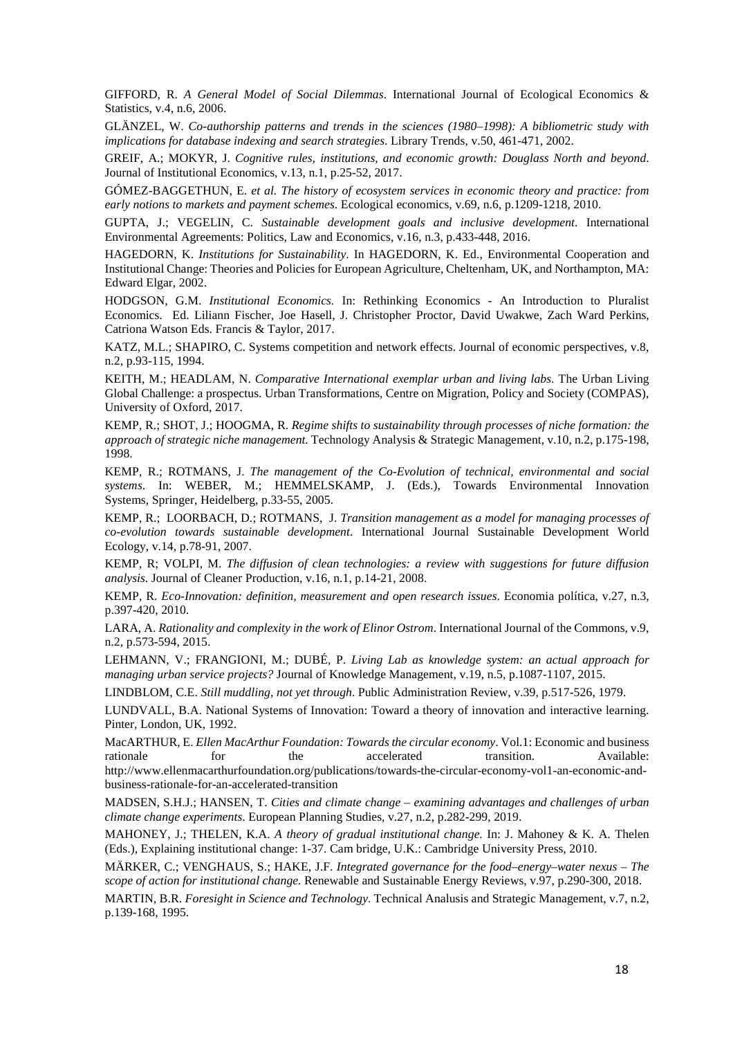GIFFORD, R. *A General Model of Social Dilemmas*. International Journal of Ecological Economics & Statistics, v.4, n.6, 2006.

GLÄNZEL, W. *Co-authorship patterns and trends in the sciences (1980–1998): A bibliometric study with implications for database indexing and search strategies*. Library Trends, v.50, 461-471, 2002.

GREIF, A.; MOKYR, J. *Cognitive rules, institutions, and economic growth: Douglass North and beyond*. Journal of Institutional Economics, v.13, n.1, p.25-52, 2017.

GÓMEZ-BAGGETHUN, E. *et al. The history of ecosystem services in economic theory and practice: from early notions to markets and payment schemes*. Ecological economics, v.69, n.6, p.1209-1218, 2010.

GUPTA, J.; VEGELIN, C. *Sustainable development goals and inclusive development*. International Environmental Agreements: Politics, Law and Economics, v.16, n.3, p.433-448, 2016.

HAGEDORN, K. *Institutions for Sustainability*. In HAGEDORN, K. Ed., Environmental Cooperation and Institutional Change: Theories and Policies for European Agriculture, Cheltenham, UK, and Northampton, MA: Edward Elgar, 2002.

HODGSON, G.M. *Institutional Economics.* In: Rethinking Economics - An Introduction to Pluralist Economics. Ed. Liliann Fischer, Joe Hasell, J. Christopher Proctor, David Uwakwe, Zach Ward Perkins, Catriona Watson Eds. Francis & Taylor, 2017.

KATZ, M.L.; SHAPIRO, C. Systems competition and network effects. Journal of economic perspectives, v.8, n.2, p.93-115, 1994.

KEITH, M.; HEADLAM, N. *Comparative International exemplar urban and living labs*. The Urban Living Global Challenge: a prospectus. Urban Transformations, Centre on Migration, Policy and Society (COMPAS), University of Oxford, 2017.

KEMP, R.; SHOT, J.; HOOGMA, R. *Regime shifts to sustainability through processes of niche formation: the approach of strategic niche management.* Technology Analysis & Strategic Management, v.10, n.2, p.175-198, 1998.

KEMP, R.; ROTMANS, J. *The management of the Co-Evolution of technical, environmental and social systems*. In: WEBER, M.; HEMMELSKAMP, J. (Eds.), Towards Environmental Innovation Systems, Springer, Heidelberg, p.33-55, 2005.

KEMP, R.; LOORBACH, D.; ROTMANS, J. *Transition management as a model for managing processes of co-evolution towards sustainable development*. International Journal Sustainable Development World Ecology, v.14, p.78-91, 2007.

KEMP, R; VOLPI, M. *The diffusion of clean technologies: a review with suggestions for future diffusion analysis*. Journal of Cleaner Production, v.16, n.1, p.14-21, 2008.

KEMP, R. *Eco-Innovation: definition, measurement and open research issues.* Economia política, v.27, n.3, p.397-420, 2010.

LARA, A. *Rationality and complexity in the work of Elinor Ostrom*. International Journal of the Commons, v.9, n.2, p.573-594, 2015.

LEHMANN, V.; FRANGIONI, M.; DUBÉ, P. *Living Lab as knowledge system: an actual approach for managing urban service projects?* Journal of Knowledge Management, v.19, n.5, p.1087-1107, 2015.

LINDBLOM, C.E. *Still muddling, not yet through*. Public Administration Review, v.39, p.517-526, 1979.

LUNDVALL, B.A. National Systems of Innovation: Toward a theory of innovation and interactive learning. Pinter, London, UK, 1992.

MacARTHUR, E. *Ellen MacArthur Foundation: Towards the circular economy*. Vol.1: Economic and business rationale for the accelerated transition. Available: http://www.ellenmacarthurfoundation.org/publications/towards-the-circular-economy-vol1-an-economic-and-business-rationale-for-an-accelerated-transition

MADSEN, S.H.J.; HANSEN, T. *Cities and climate change – examining advantages and challenges of urban climate change experiments*. European Planning Studies, v.27, n.2, p.282-299, 2019.

MAHONEY, J.; THELEN, K.A. *A theory of gradual institutional change.* In: J. Mahoney & K. A. Thelen (Eds.), Explaining institutional change: 1-37. Cam bridge, U.K.: Cambridge University Press, 2010.

MÄRKER, C.; VENGHAUS, S.; HAKE, J.F. *Integrated governance for the food–energy–water nexus – The scope of action for institutional change.* Renewable and Sustainable Energy Reviews, v.97, p.290-300, 2018.

MARTIN, B.R. *Foresight in Science and Technology*. Technical Analusis and Strategic Management, v.7, n.2, p.139-168, 1995.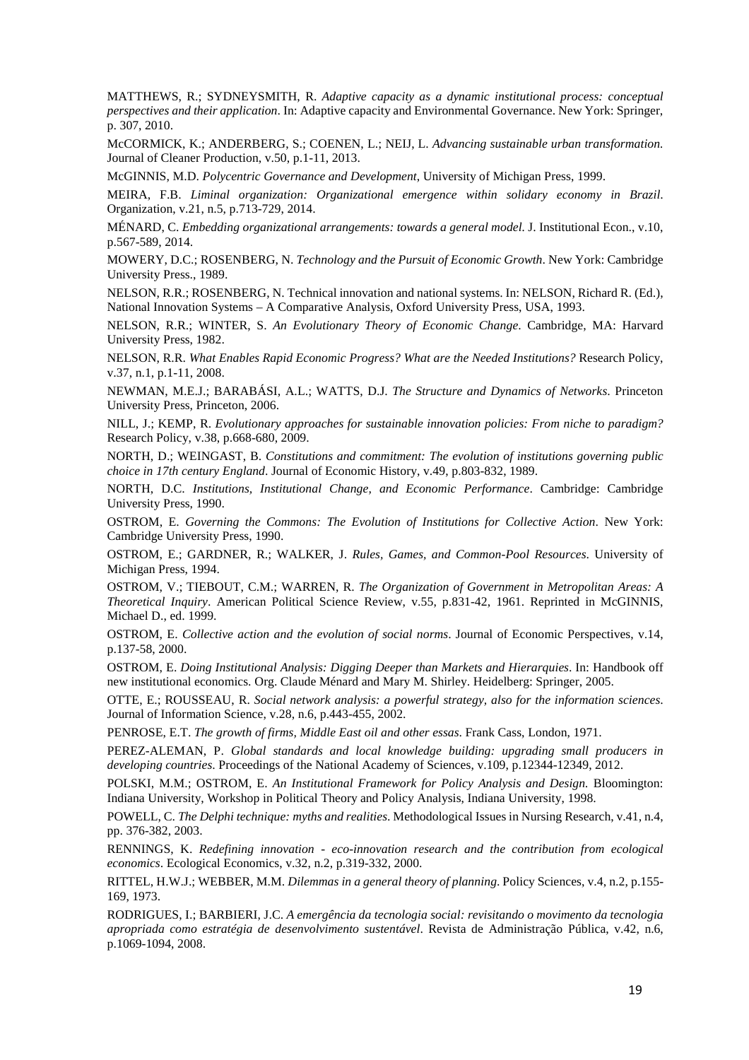MATTHEWS, R.; SYDNEYSMITH, R. *Adaptive capacity as a dynamic institutional process: conceptual perspectives and their application*. In: Adaptive capacity and Environmental Governance. New York: Springer, p. 307, 2010.

McCORMICK, K.; ANDERBERG, S.; COENEN, L.; NEIJ, L. *Advancing sustainable urban transformation*. Journal of Cleaner Production, v.50, p.1-11, 2013.

McGINNIS, M.D. *Polycentric Governance and Development*, University of Michigan Press, 1999.

MEIRA, F.B. *Liminal organization: Organizational emergence within solidary economy in Brazil*. Organization, v.21, n.5, p.713-729, 2014.

MÉNARD, C. *Embedding organizational arrangements: towards a general model*. J. Institutional Econ., v.10, p.567-589, 2014.

MOWERY, D.C.; ROSENBERG, N. *Technology and the Pursuit of Economic Growth*. New York: Cambridge University Press., 1989.

NELSON, R.R.; ROSENBERG, N. Technical innovation and national systems. In: NELSON, Richard R. (Ed.), National Innovation Systems – A Comparative Analysis, Oxford University Press, USA, 1993.

NELSON, R.R.; WINTER, S. *An Evolutionary Theory of Economic Change*. Cambridge, MA: Harvard University Press, 1982.

NELSON, R.R. *What Enables Rapid Economic Progress? What are the Needed Institutions?* Research Policy, v.37, n.1, p.1-11, 2008.

NEWMAN, M.E.J.; BARABÁSI, A.L.; WATTS, D.J. *The Structure and Dynamics of Networks*. Princeton University Press, Princeton, 2006.

NILL, J.; KEMP, R. *Evolutionary approaches for sustainable innovation policies: From niche to paradigm?* Research Policy, v.38, p.668-680, 2009.

NORTH, D.; WEINGAST, B. *Constitutions and commitment: The evolution of institutions governing public choice in 17th century England*. Journal of Economic History, v.49, p.803-832, 1989.

NORTH, D.C. *Institutions, Institutional Change, and Economic Performance*. Cambridge: Cambridge University Press, 1990.

OSTROM, E. *Governing the Commons: The Evolution of Institutions for Collective Action*. New York: Cambridge University Press, 1990.

OSTROM, E.; GARDNER, R.; WALKER, J. *Rules, Games, and Common-Pool Resources*. University of Michigan Press, 1994.

OSTROM, V.; TIEBOUT, C.M.; WARREN, R. *The Organization of Government in Metropolitan Areas: A Theoretical Inquiry*. American Political Science Review, v.55, p.831-42, 1961. Reprinted in McGINNIS, Michael D., ed. 1999.

OSTROM, E. *Collective action and the evolution of social norms*. Journal of Economic Perspectives, v.14, p.137-58, 2000.

OSTROM, E. *Doing Institutional Analysis: Digging Deeper than Markets and Hierarquies*. In: Handbook off new institutional economics. Org. Claude Ménard and Mary M. Shirley. Heidelberg: Springer, 2005.

OTTE, E.; ROUSSEAU, R. *Social network analysis: a powerful strategy, also for the information sciences*. Journal of Information Science, v.28, n.6, p.443-455, 2002.

PENROSE, E.T. *The growth of firms, Middle East oil and other essas*. Frank Cass, London, 1971.

PEREZ-ALEMAN, P. *Global standards and local knowledge building: upgrading small producers in developing countries*. Proceedings of the National Academy of Sciences, v.109, p.12344-12349, 2012.

POLSKI, M.M.; OSTROM, E. *An Institutional Framework for Policy Analysis and Design*. Bloomington: Indiana University, Workshop in Political Theory and Policy Analysis, Indiana University, 1998.

POWELL, C. *The Delphi technique: myths and realities*. Methodological Issues in Nursing Research, v.41, n.4, pp. 376-382, 2003.

RENNINGS, K. *Redefining innovation - eco-innovation research and the contribution from ecological economics*. Ecological Economics, v.32, n.2, p.319-332, 2000.

RITTEL, H.W.J.; WEBBER, M.M. *Dilemmas in a general theory of planning*. Policy Sciences, v.4, n.2, p.155-169, 1973.

RODRIGUES, I.; BARBIERI, J.C. *A emergência da tecnologia social: revisitando o movimento da tecnologia apropriada como estratégia de desenvolvimento sustentável*. Revista de Administração Pública, v.42, n.6, p.1069-1094, 2008.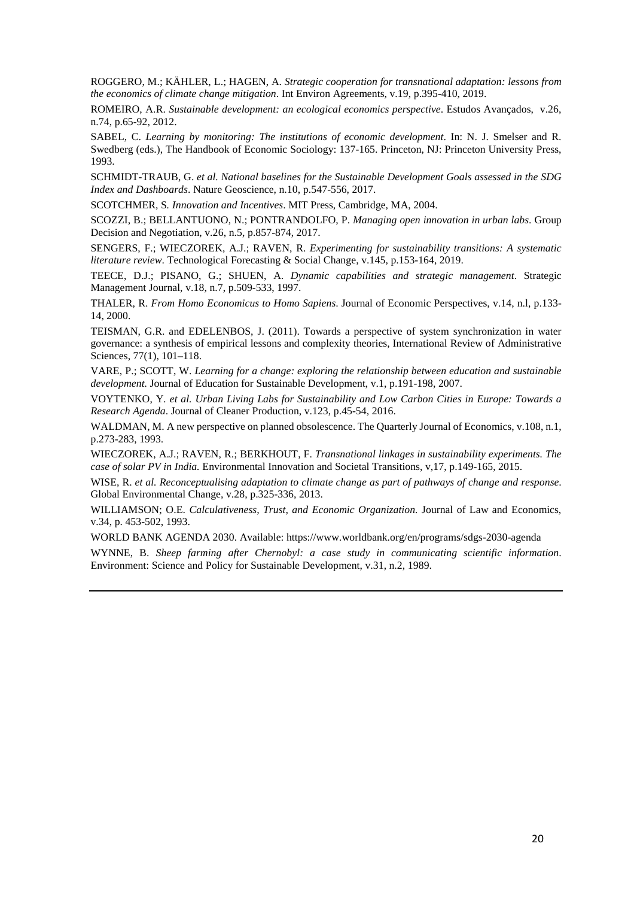ROGGERO, M.; KÄHLER, L.; HAGEN, A. *Strategic cooperation for transnational adaptation: lessons from the economics of climate change mitigation*. Int Environ Agreements, v.19, p.395-410, 2019.

ROMEIRO, A.R. *Sustainable development: an ecological economics perspective*. Estudos Avançados, v.26, n.74, p.65-92, 2012.

SABEL, C. *Learning by monitoring: The institutions of economic development*. In: N. J. Smelser and R. Swedberg (eds.), The Handbook of Economic Sociology: 137-165. Princeton, NJ: Princeton University Press, 1993.

SCHMIDT-TRAUB, G. *et al. National baselines for the Sustainable Development Goals assessed in the SDG Index and Dashboards*. Nature Geoscience, n.10, p.547-556, 2017.

SCOTCHMER, S. *Innovation and Incentives*. MIT Press, Cambridge, MA, 2004.

SCOZZI, B.; BELLANTUONO, N.; PONTRANDOLFO, P. *Managing open innovation in urban labs*. Group Decision and Negotiation, v.26, n.5, p.857-874, 2017.

SENGERS, F.; WIECZOREK, A.J.; RAVEN, R. *Experimenting for sustainability transitions: A systematic literature review*. Technological Forecasting & Social Change, v.145, p.153-164, 2019.

TEECE, D.J.; PISANO, G.; SHUEN, A. *Dynamic capabilities and strategic management*. Strategic Management Journal, v.18, n.7, p.509-533, 1997.

THALER, R. *From Homo Economicus to Homo Sapiens*. Journal of Economic Perspectives, v.14, n.l, p.133-14, 2000.

TEISMAN, G.R. and EDELENBOS, J. (2011). Towards a perspective of system synchronization in water governance: a synthesis of empirical lessons and complexity theories, International Review of Administrative Sciences, 77(1), 101–118.

VARE, P.; SCOTT, W. *Learning for a change: exploring the relationship between education and sustainable development.* Journal of Education for Sustainable Development, v.1, p.191-198, 2007.

VOYTENKO, Y. *et al. Urban Living Labs for Sustainability and Low Carbon Cities in Europe: Towards a Research Agenda*. Journal of Cleaner Production, v.123, p.45-54, 2016.

WALDMAN, M. A new perspective on planned obsolescence. The Quarterly Journal of Economics, v.108, n.1, p.273-283, 1993.

WIECZOREK, A.J.; RAVEN, R.; BERKHOUT, F. *Transnational linkages in sustainability experiments. The case of solar PV in India.* Environmental Innovation and Societal Transitions, v,17, p.149-165, 2015.

WISE, R. *et al. Reconceptualising adaptation to climate change as part of pathways of change and response*. Global Environmental Change, v.28, p.325-336, 2013.

WILLIAMSON; O.E. *Calculativeness, Trust, and Economic Organization.* Journal of Law and Economics, v.34, p. 453-502, 1993.

WORLD BANK AGENDA 2030. Available: https://www.worldbank.org/en/programs/sdgs-2030-agenda

WYNNE, B. *Sheep farming after Chernobyl: a case study in communicating scientific information*. Environment: Science and Policy for Sustainable Development, v.31, n.2, 1989.